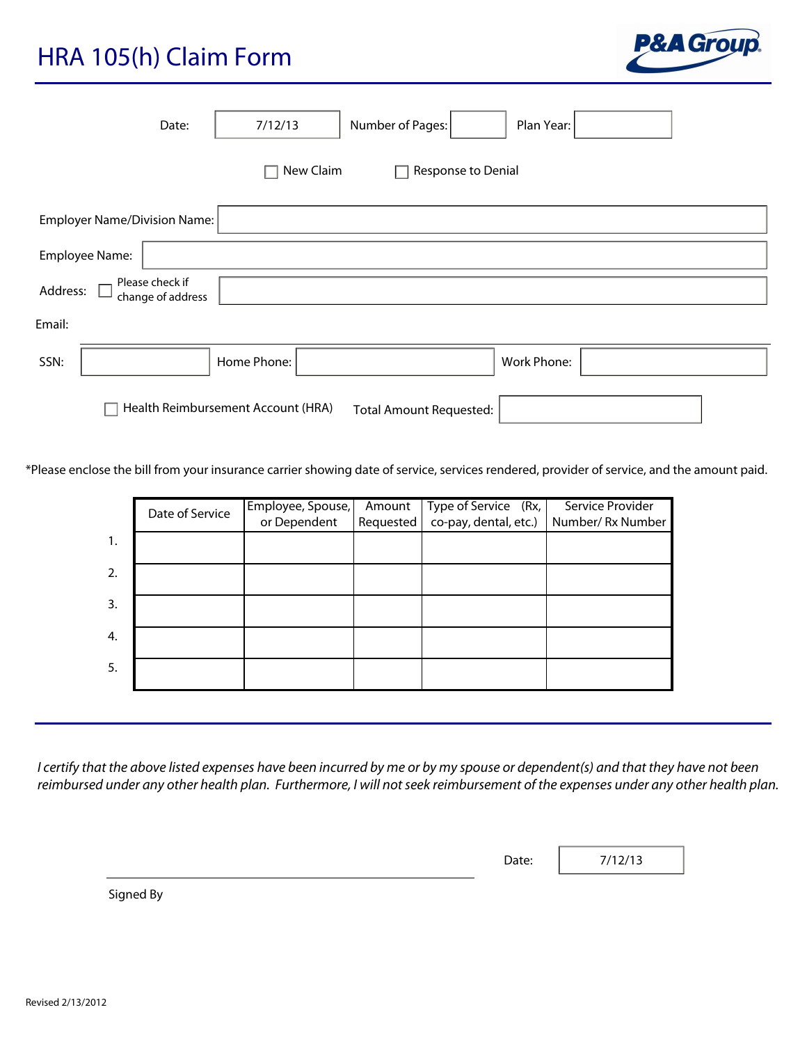# HRA 105(h) Claim Form

P&A Group

Date: 7/12/13 Number of Pages: Plan Year:

☐ New Claim ☐ Response to Denial

Employer Name/Division Name:

Employee Name:

Address: ☐ Please check if change of address

Email:

SSN: Home Phone: Work Phone:

☐ Health Reimbursement Account (HRA) Total Amount Requested:

*Please enclose the bill from your insurance carrier showing date of service, services rendered, provider of service, and the amount paid.

| | Date of Service | Employee, Spouse, or Dependent | Amount Requested | Type of Service (Rx, co-pay, dental, etc.) | Service Provider Number/ Rx Number |
|---|---|---|---|---|---|
| 1. | | | | | |
| 2. | | | | | |
| 3. | | | | | |
| 4. | | | | | |
| 5. | | | | | |

*I certify that the above listed expenses have been incurred by me or by my spouse or dependent(s) and that they have not been reimbursed under any other health plan. Furthermore, I will not seek reimbursement of the expenses under any other health plan.*

Signed By Date: 7/12/13

Revised 2/13/2012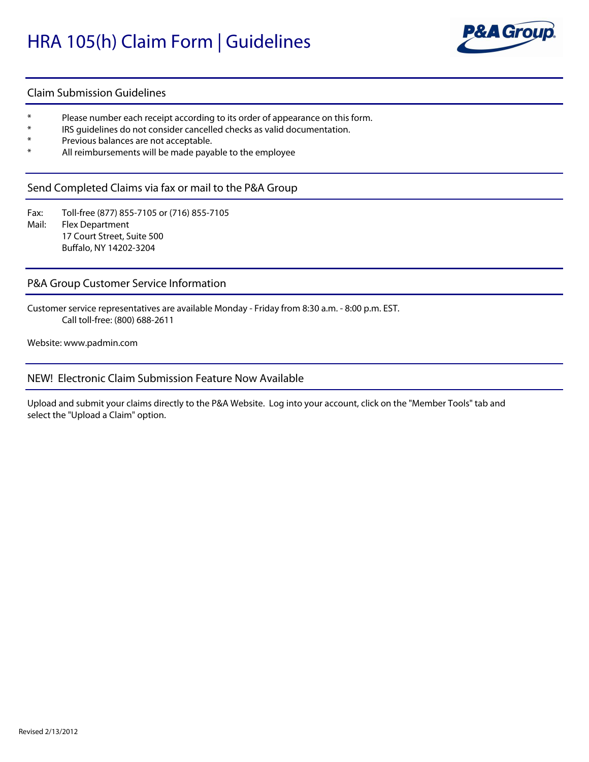# HRA 105(h) Claim Form | Guidelines

## Claim Submission Guidelines

* Please number each receipt according to its order of appearance on this form.
* IRS guidelines do not consider cancelled checks as valid documentation.
* Previous balances are not acceptable.
* All reimbursements will be made payable to the employee

## Send Completed Claims via fax or mail to the P&A Group

Fax: Toll-free (877) 855-7105 or (716) 855-7105

Mail: Flex Department
17 Court Street, Suite 500
Buffalo, NY 14202-3204

## P&A Group Customer Service Information

Customer service representatives are available Monday - Friday from 8:30 a.m. - 8:00 p.m. EST.
Call toll-free: (800) 688-2611

Website: www.padmin.com

## NEW! Electronic Claim Submission Feature Now Available

Upload and submit your claims directly to the P&A Website. Log into your account, click on the "Member Tools" tab and select the "Upload a Claim" option.

Revised 2/13/2012